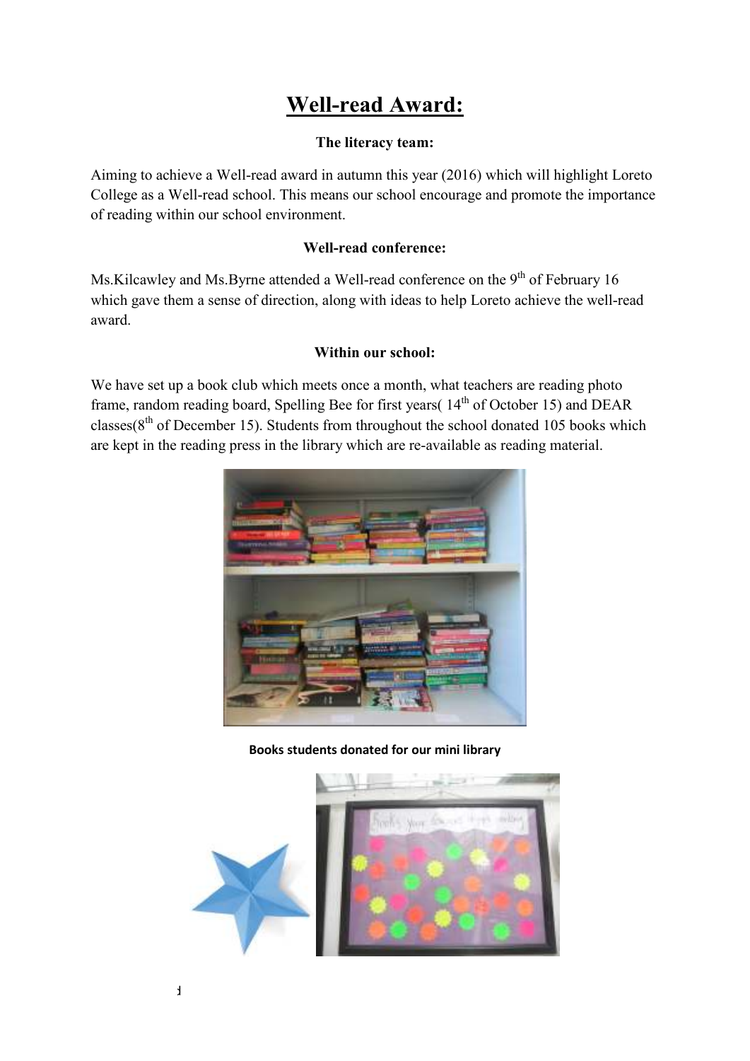# Well-read Award:

**The literacy team:**

Aiming to achieve a Well-read award in autumn this year (2016) which will highlight Loreto College as a Well-read school. This means our school encourage and promote the importance of reading within our school environment.

**Well-read conference:**

Ms.Kilcawley and Ms.Byrne attended a Well-read conference on the 9th of February 16 which gave them a sense of direction, along with ideas to help Loreto achieve the well-read award.

**Within our school:**

We have set up a book club which meets once a month, what teachers are reading photo frame, random reading board, Spelling Bee for first years( 14th of October 15) and DEAR classes(8th of December 15). Students from throughout the school donated 105 books which are kept in the reading press in the library which are re-available as reading material.

**Books students donated for our mini library**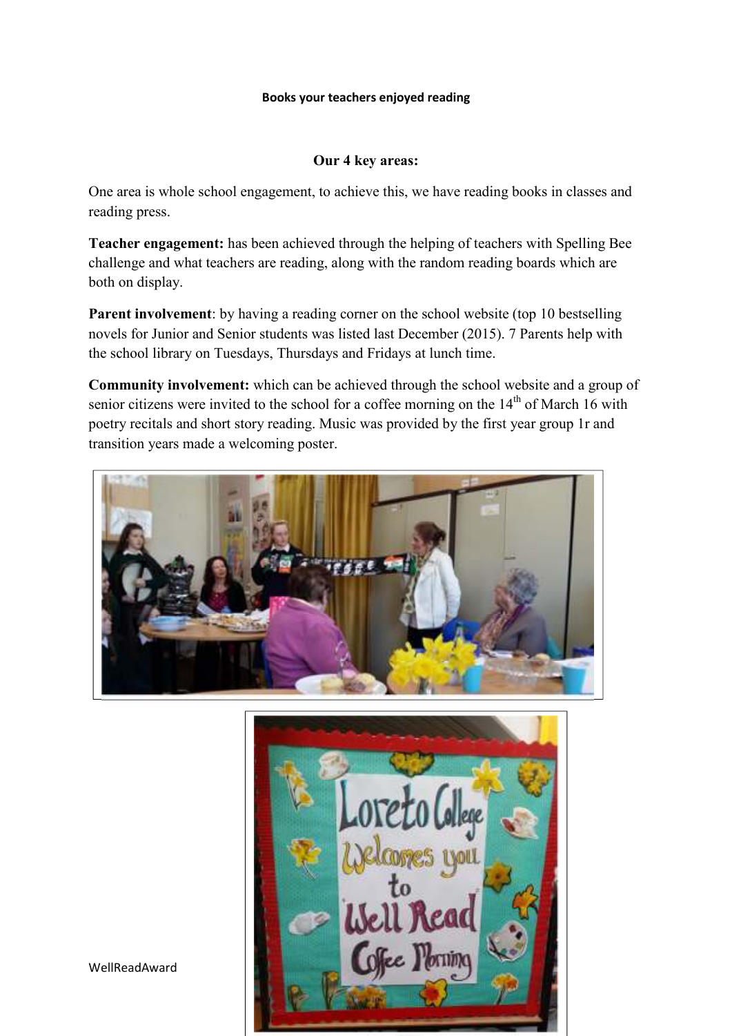**Books your teachers enjoyed reading**

**Our 4 key areas:**

One area is whole school engagement, to achieve this, we have reading books in classes and reading press.

**Teacher engagement:** has been achieved through the helping of teachers with Spelling Bee challenge and what teachers are reading, along with the random reading boards which are both on display.

**Parent involvement**: by having a reading corner on the school website (top 10 bestselling novels for Junior and Senior students was listed last December (2015). 7 Parents help with the school library on Tuesdays, Thursdays and Fridays at lunch time.

**Community involvement:** which can be achieved through the school website and a group of senior citizens were invited to the school for a coffee morning on the 14th of March 16 with poetry recitals and short story reading. Music was provided by the first year group 1r and transition years made a welcoming poster.

WellReadAward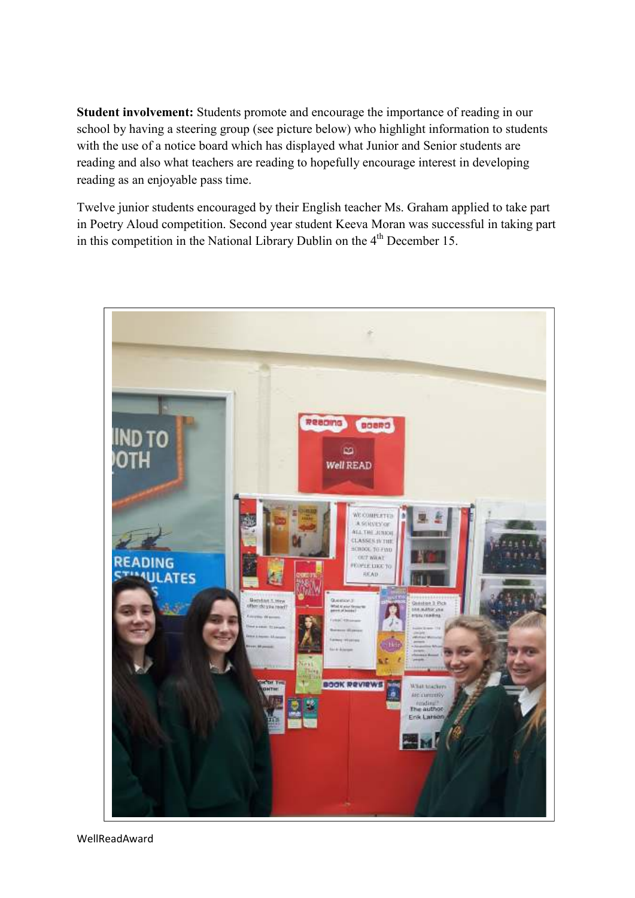**Student involvement:** Students promote and encourage the importance of reading in our school by having a steering group (see picture below) who highlight information to students with the use of a notice board which has displayed what Junior and Senior students are reading and also what teachers are reading to hopefully encourage interest in developing reading as an enjoyable pass time.

Twelve junior students encouraged by their English teacher Ms. Graham applied to take part in Poetry Aloud competition. Second year student Keeva Moran was successful in taking part in this competition in the National Library Dublin on the 4th December 15.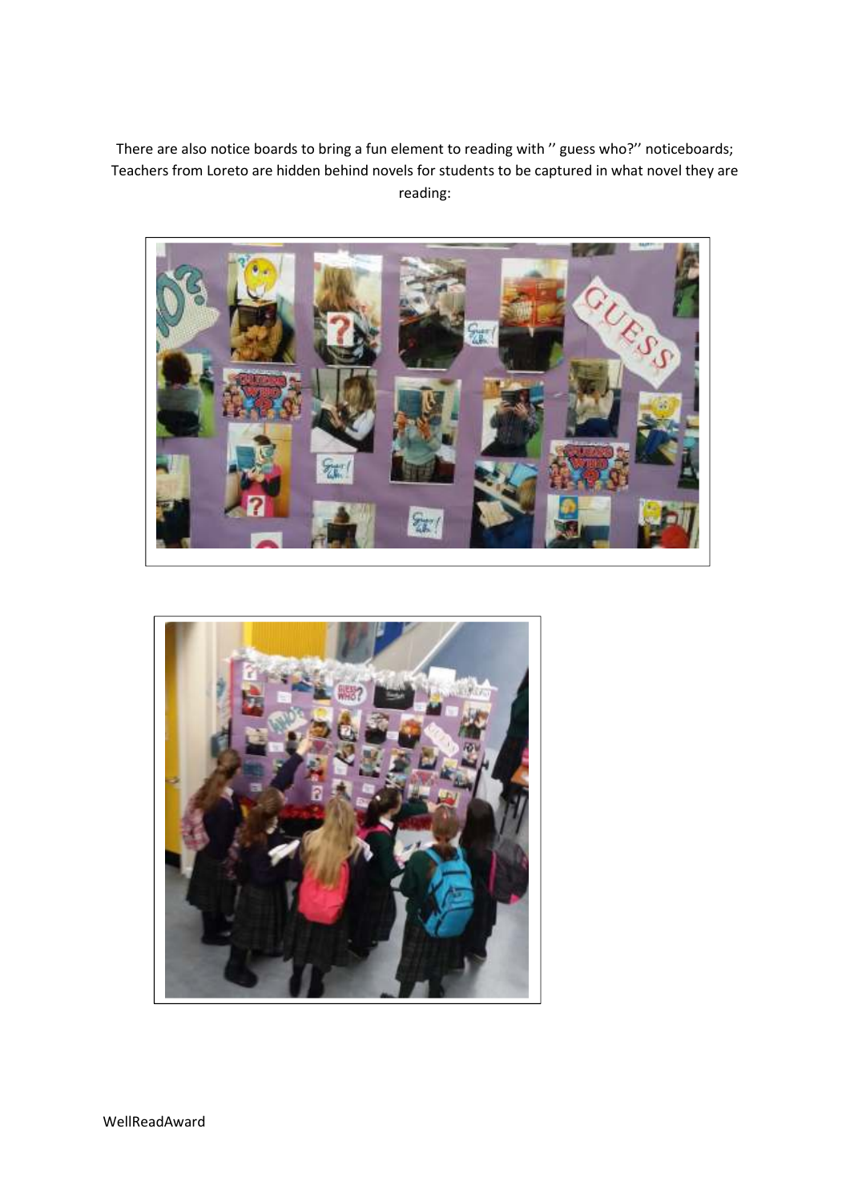There are also notice boards to bring a fun element to reading with '' guess who?'' noticeboards; Teachers from Loreto are hidden behind novels for students to be captured in what novel they are reading: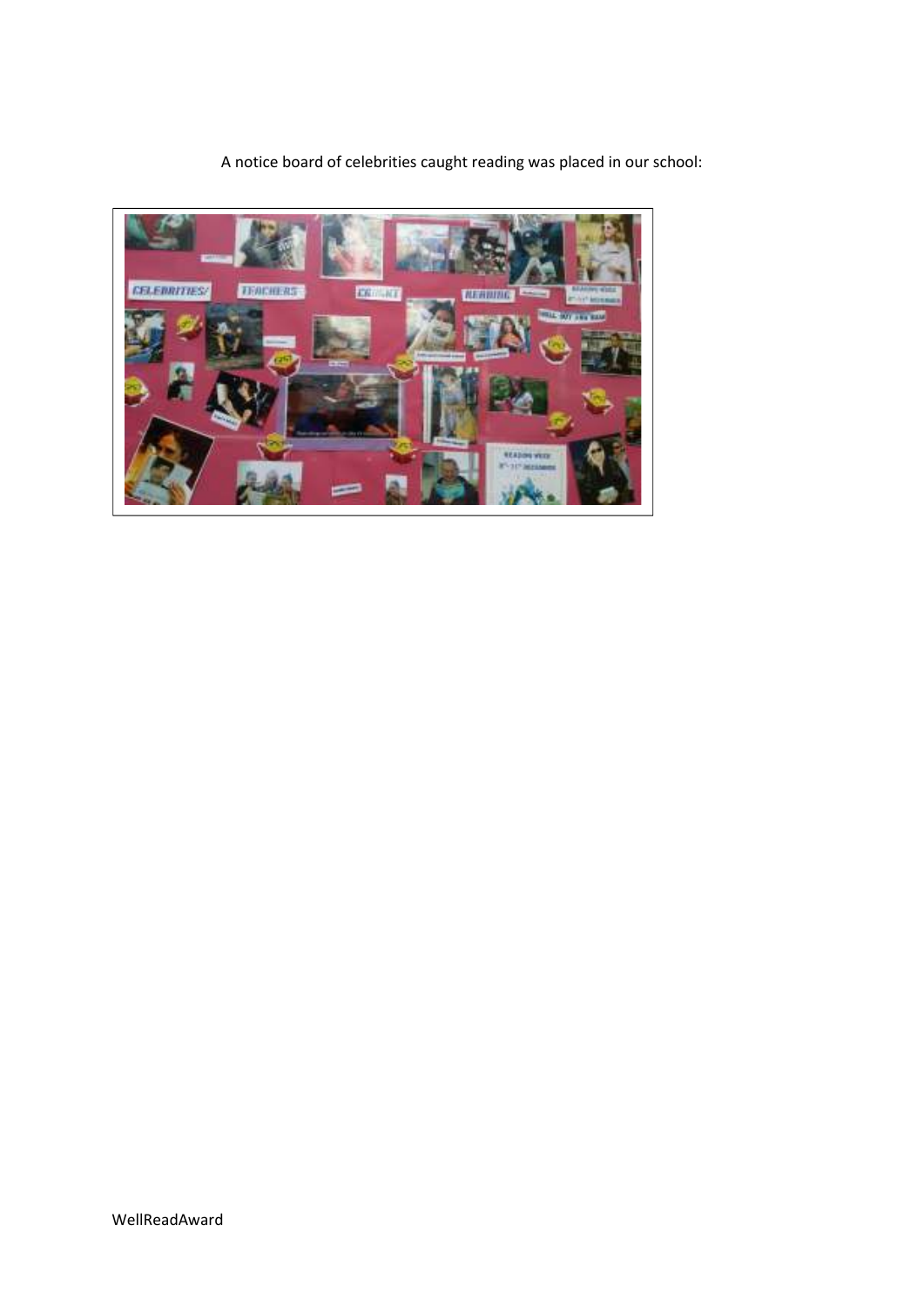A notice board of celebrities caught reading was placed in our school: